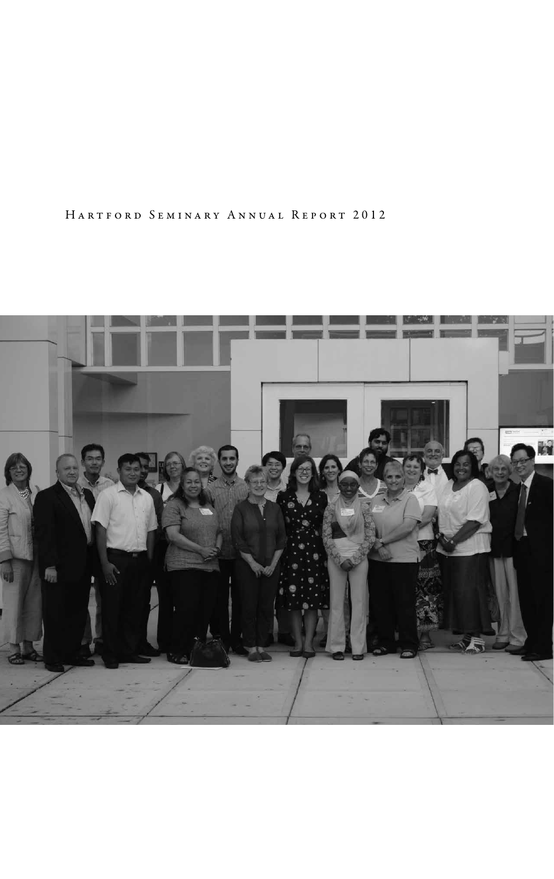# Hartford Seminary Annual Report 2012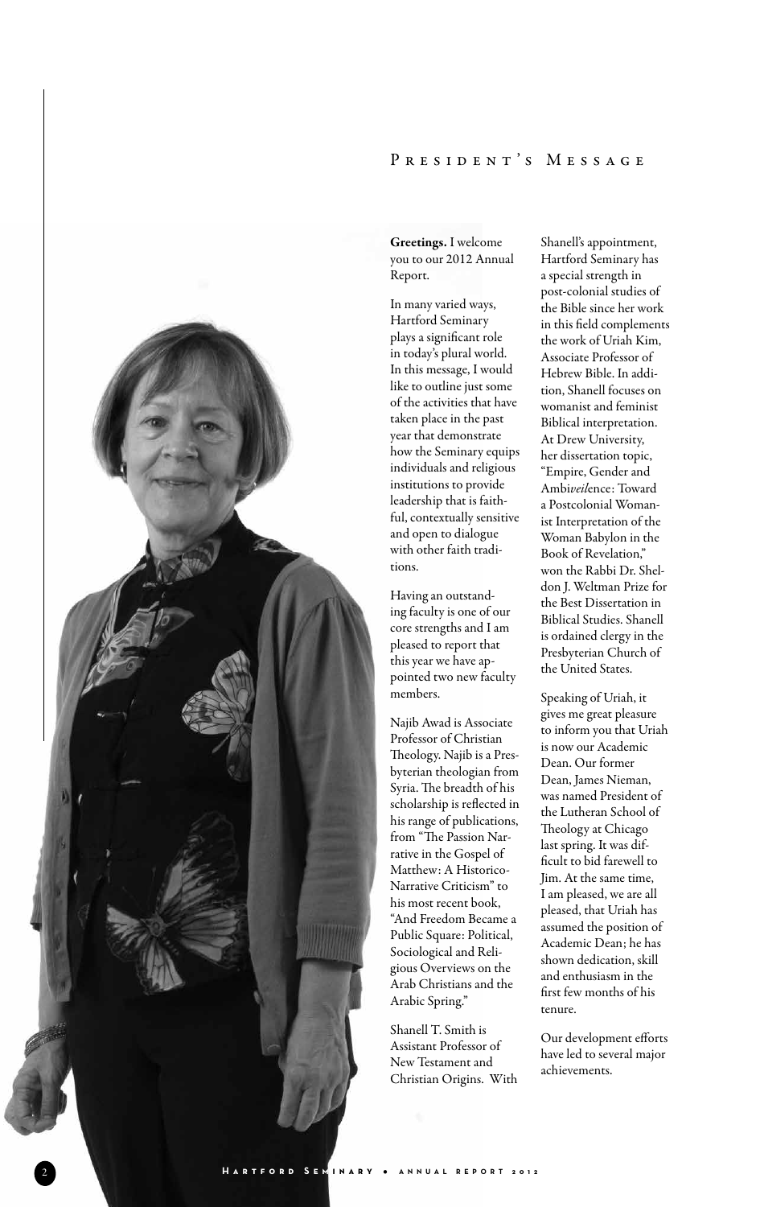# President's Message

**Greetings.** I welcome you to our 2012 Annual Report.

In many varied ways, Hartford Seminary plays a significant role in today's plural world. In this message, I would like to outline just some of the activities that have taken place in the past year that demonstrate how the Seminary equips individuals and religious institutions to provide leadership that is faithful, contextually sensitive and open to dialogue with other faith traditions.

Having an outstanding faculty is one of our core strengths and I am pleased to report that this year we have appointed two new faculty members.

Najib Awad is Associate Professor of Christian Theology. Najib is a Presbyterian theologian from Syria. The breadth of his scholarship is reflected in his range of publications, from "The Passion Narrative in the Gospel of Matthew: A Historico-Narrative Criticism" to his most recent book, "And Freedom Became a Public Square: Political, Sociological and Religious Overviews on the Arab Christians and the Arabic Spring."

Shanell T. Smith is Assistant Professor of New Testament and Christian Origins. With Shanell's appointment, Hartford Seminary has a special strength in post-colonial studies of the Bible since her work in this field complements the work of Uriah Kim, Associate Professor of Hebrew Bible. In addition, Shanell focuses on womanist and feminist Biblical interpretation. At Drew University, her dissertation topic, "Empire, Gender and Ambi*veil*ence: Toward a Postcolonial Womanist Interpretation of the Woman Babylon in the Book of Revelation," won the Rabbi Dr. Sheldon J. Weltman Prize for the Best Dissertation in Biblical Studies. Shanell is ordained clergy in the Presbyterian Church of the United States.

Speaking of Uriah, it gives me great pleasure to inform you that Uriah is now our Academic Dean. Our former Dean, James Nieman, was named President of the Lutheran School of Theology at Chicago last spring. It was difficult to bid farewell to Jim. At the same time, I am pleased, we are all pleased, that Uriah has assumed the position of Academic Dean; he has shown dedication, skill and enthusiasm in the first few months of his tenure.

Our development efforts have led to several major achievements.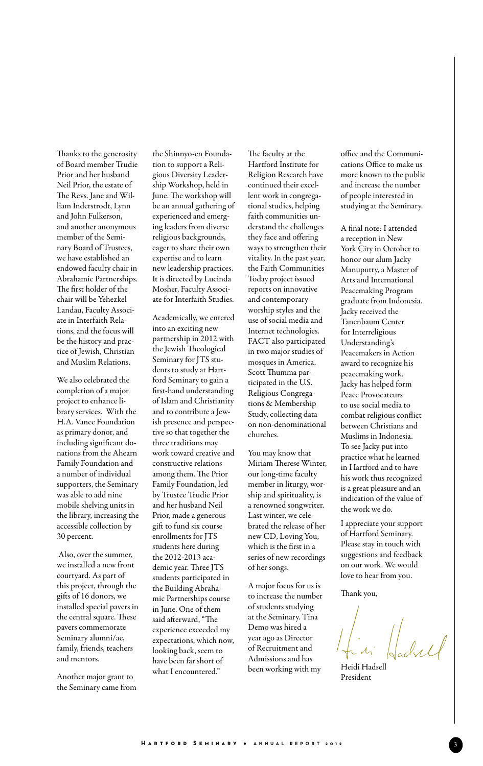Thanks to the generosity of Board member Trudie Prior and her husband Neil Prior, the estate of The Revs. Jane and William Inderstrodt, Lynn and John Fulkerson, and another anonymous member of the Seminary Board of Trustees, we have established an endowed faculty chair in Abrahamic Partnerships. The first holder of the chair will be Yehezkel Landau, Faculty Associate in Interfaith Relations, and the focus will be the history and practice of Jewish, Christian and Muslim Relations.

We also celebrated the completion of a major project to enhance library services. With the H.A. Vance Foundation as primary donor, and including significant donations from the Ahearn Family Foundation and a number of individual supporters, the Seminary was able to add nine mobile shelving units in the library, increasing the accessible collection by 30 percent.

Also, over the summer, we installed a new front courtyard. As part of this project, through the gifts of 16 donors, we installed special pavers in the central square. These pavers commemorate Seminary alumni/ae, family, friends, teachers and mentors.

Another major grant to the Seminary came from the Shinnyo-en Foundation to support a Religious Diversity Leadership Workshop, held in June. The workshop will be an annual gathering of experienced and emerging leaders from diverse religious backgrounds, eager to share their own expertise and to learn new leadership practices. It is directed by Lucinda Mosher, Faculty Associate for Interfaith Studies.

Academically, we entered into an exciting new partnership in 2012 with the Jewish Theological Seminary for JTS students to study at Hartford Seminary to gain a first-hand understanding of Islam and Christianity and to contribute a Jewish presence and perspective so that together the three traditions may work toward creative and constructive relations among them. The Prior Family Foundation, led by Trustee Trudie Prior and her husband Neil Prior, made a generous gift to fund six course enrollments for JTS students here during the 2012-2013 academic year. Three JTS students participated in the Building Abrahamic Partnerships course in June. One of them said afterward, "The experience exceeded my expectations, which now, looking back, seem to have been far short of what I encountered."

The faculty at the Hartford Institute for Religion Research have continued their excellent work in congregational studies, helping faith communities understand the challenges they face and offering ways to strengthen their vitality. In the past year, the Faith Communities Today project issued reports on innovative and contemporary worship styles and the use of social media and Internet technologies. FACT also participated in two major studies of mosques in America. Scott Thumma participated in the U.S. Religious Congregations & Membership Study, collecting data on non-denominational churches.

You may know that Miriam Therese Winter, our long-time faculty member in liturgy, worship and spirituality, is a renowned songwriter. Last winter, we celebrated the release of her new CD, Loving You, which is the first in a series of new recordings of her songs.

A major focus for us is to increase the number of students studying at the Seminary. Tina Demo was hired a year ago as Director of Recruitment and Admissions and has been working with my office and the Communications Office to make us more known to the public and increase the number of people interested in studying at the Seminary.

A final note: I attended a reception in New York City in October to honor our alum Jacky Manuputty, a Master of Arts and International Peacemaking Program graduate from Indonesia. Jacky received the Tanenbaum Center for Interreligious Understanding's Peacemakers in Action award to recognize his peacemaking work. Jacky has helped form Peace Provocateurs to use social media to combat religious conflict between Christians and Muslims in Indonesia. To see Jacky put into practice what he learned in Hartford and to have his work thus recognized is a great pleasure and an indication of the value of the work we do.

I appreciate your support of Hartford Seminary. Please stay in touch with suggestions and feedback on our work. We would love to hear from you.

Thank you,

Heidi Hadsell
President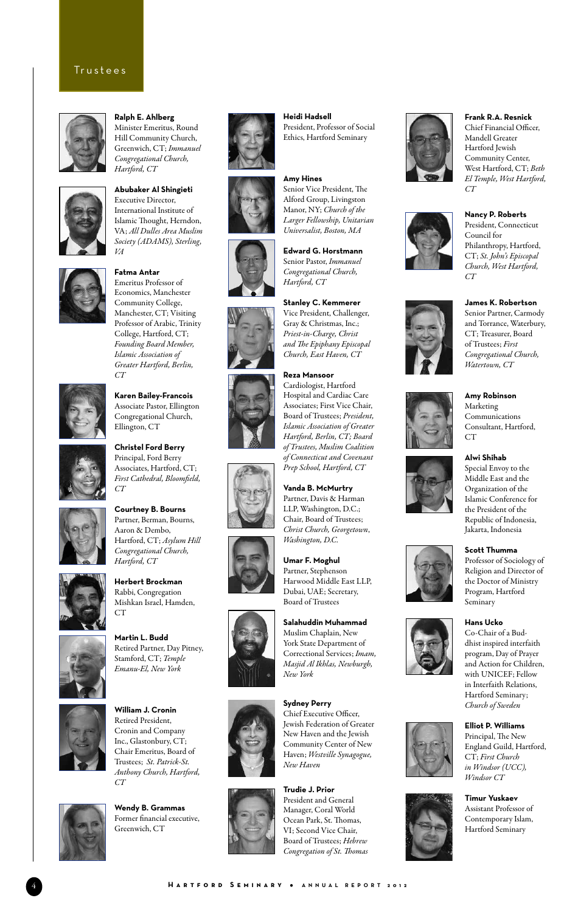# Trustees

**Ralph E. Ahlberg**
Minister Emeritus, Round Hill Community Church, Greenwich, CT; *Immanuel Congregational Church, Hartford, CT*

**Abubaker Al Shingieti**
Executive Director, International Institute of Islamic Thought, Herndon, VA; *All Dulles Area Muslim Society (ADAMS), Sterling, VA*

**Fatma Antar**
Emeritus Professor of Economics, Manchester Community College, Manchester, CT; Visiting Professor of Arabic, Trinity College, Hartford, CT; *Founding Board Member, Islamic Association of Greater Hartford, Berlin, CT*

**Karen Bailey-Francois**
Associate Pastor, Ellington Congregational Church, Ellington, CT

**Christel Ford Berry**
Principal, Ford Berry Associates, Hartford, CT; *First Cathedral, Bloomfield, CT*

**Courtney B. Bourns**
Partner, Berman, Bourns, Aaron & Dembo, Hartford, CT; *Asylum Hill Congregational Church, Hartford, CT*

**Herbert Brockman**
Rabbi, Congregation Mishkan Israel, Hamden, CT

**Martin L. Budd**
Retired Partner, Day Pitney, Stamford, CT; *Temple Emanu-El, New York*

**William J. Cronin**
Retired President, Cronin and Company Inc., Glastonbury, CT; Chair Emeritus, Board of Trustees; *St. Patrick-St. Anthony Church, Hartford, CT*

**Wendy B. Grammas**
Former financial executive, Greenwich, CT

**Heidi Hadsell**
President, Professor of Social Ethics, Hartford Seminary

**Amy Hines**
Senior Vice President, The Alford Group, Livingston Manor, NY; *Church of the Larger Fellowship, Unitarian Universalist, Boston, MA*

**Edward G. Horstmann**
Senior Pastor, *Immanuel Congregational Church, Hartford, CT*

**Stanley C. Kemmerer**
Vice President, Challenger, Gray & Christmas, Inc.; *Priest-in-Charge, Christ and The Epiphany Episcopal Church, East Haven, CT*

**Reza Mansoor**
Cardiologist, Hartford Hospital and Cardiac Care Associates; First Vice Chair, Board of Trustees; *President, Islamic Association of Greater Hartford, Berlin, CT; Board of Trustees, Muslim Coalition of Connecticut and Covenant Prep School, Hartford, CT*

**Vanda B. McMurtry**
Partner, Davis & Harman LLP, Washington, D.C.; Chair, Board of Trustees; *Christ Church, Georgetown, Washington, D.C.*

**Umar F. Moghul**
Partner, Stephenson Harwood Middle East LLP, Dubai, UAE; Secretary, Board of Trustees

**Salahuddin Muhammad**
Muslim Chaplain, New York State Department of Correctional Services; *Imam, Masjid Al Ikhlas, Newburgh, New York*

**Sydney Perry**
Chief Executive Officer, Jewish Federation of Greater New Haven and the Jewish Community Center of New Haven; *Westville Synagogue, New Haven*

**Trudie J. Prior**
President and General Manager, Coral World Ocean Park, St. Thomas, VI; Second Vice Chair, Board of Trustees; *Hebrew Congregation of St. Thomas*

**Frank R.A. Resnick**
Chief Financial Officer, Mandell Greater Hartford Jewish Community Center, West Hartford, CT; *Beth El Temple, West Hartford, CT*

**Nancy P. Roberts**
President, Connecticut Council for Philanthropy, Hartford, CT; *St. John's Episcopal Church, West Hartford, CT*

**James K. Robertson**
Senior Partner, Carmody and Torrance, Waterbury, CT; Treasurer, Board of Trustees; *First Congregational Church, Watertown, CT*

**Amy Robinson**
Marketing Communications Consultant, Hartford, CT

**Alwi Shihab**
Special Envoy to the Middle East and the Organization of the Islamic Conference for the President of the Republic of Indonesia, Jakarta, Indonesia

**Scott Thumma**
Professor of Sociology of Religion and Director of the Doctor of Ministry Program, Hartford Seminary

**Hans Ucko**
Co-Chair of a Buddhist inspired interfaith program, Day of Prayer and Action for Children, with UNICEF; Fellow in Interfaith Relations, Hartford Seminary; *Church of Sweden*

**Elliot P. Williams**
Principal, The New England Guild, Hartford, CT; *First Church in Windsor (UCC), Windsor CT*

**Timur Yuskaev**
Assistant Professor of Contemporary Islam, Hartford Seminary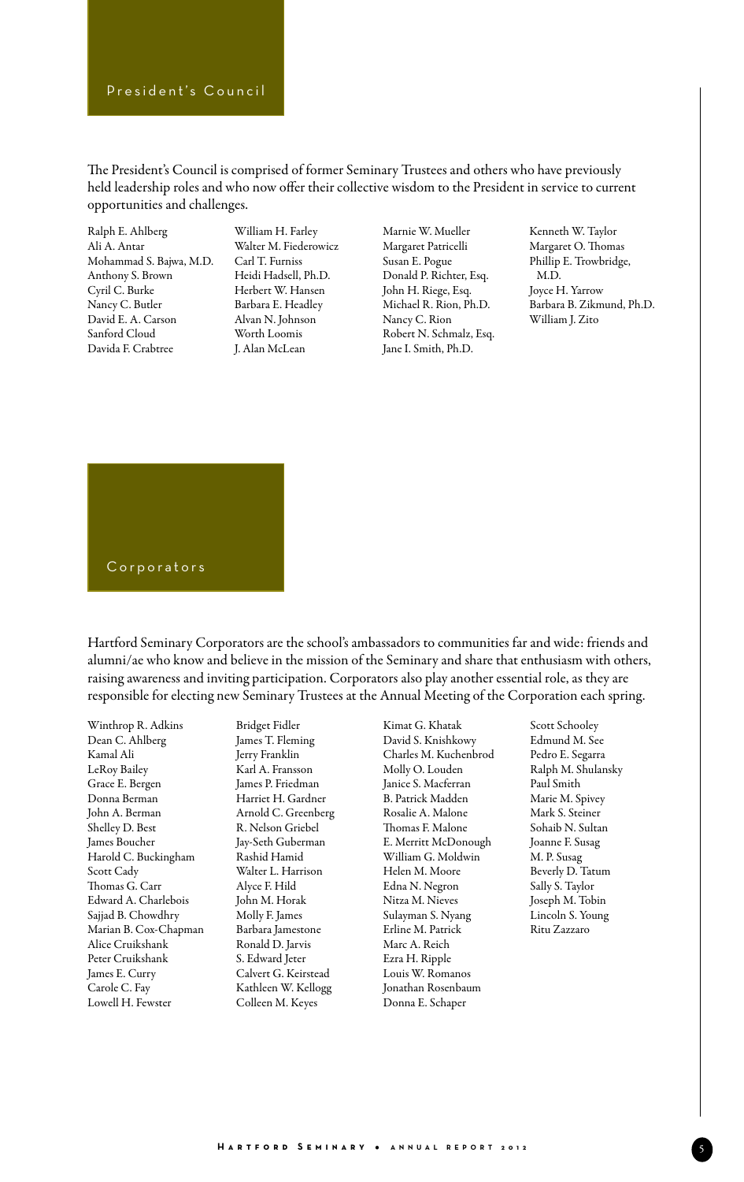## President's Council

The President's Council is comprised of former Seminary Trustees and others who have previously held leadership roles and who now offer their collective wisdom to the President in service to current opportunities and challenges.

Ralph E. Ahlberg
Ali A. Antar
Mohammad S. Bajwa, M.D.
Anthony S. Brown
Cyril C. Burke
Nancy C. Butler
David E. A. Carson
Sanford Cloud
Davida F. Crabtree
William H. Farley
Walter M. Fiederowicz
Carl T. Furniss
Heidi Hadsell, Ph.D.
Herbert W. Hansen
Barbara E. Headley
Alvan N. Johnson
Worth Loomis
J. Alan McLean
Marnie W. Mueller
Margaret Patricelli
Susan E. Pogue
Donald P. Richter, Esq.
John H. Riege, Esq.
Michael R. Rion, Ph.D.
Nancy C. Rion
Robert N. Schmalz, Esq.
Jane I. Smith, Ph.D.
Kenneth W. Taylor
Margaret O. Thomas
Phillip E. Trowbridge, M.D.
Joyce H. Yarrow
Barbara B. Zikmund, Ph.D.
William J. Zito

## Corporators

Hartford Seminary Corporators are the school's ambassadors to communities far and wide: friends and alumni/ae who know and believe in the mission of the Seminary and share that enthusiasm with others, raising awareness and inviting participation. Corporators also play another essential role, as they are responsible for electing new Seminary Trustees at the Annual Meeting of the Corporation each spring.

Winthrop R. Adkins
Dean C. Ahlberg
Kamal Ali
LeRoy Bailey
Grace E. Bergen
Donna Berman
John A. Berman
Shelley D. Best
James Boucher
Harold C. Buckingham
Scott Cady
Thomas G. Carr
Edward A. Charlebois
Sajjad B. Chowdhry
Marian B. Cox-Chapman
Alice Cruikshank
Peter Cruikshank
James E. Curry
Carole C. Fay
Lowell H. Fewster
Bridget Fidler
James T. Fleming
Jerry Franklin
Karl A. Fransson
James P. Friedman
Harriet H. Gardner
Arnold C. Greenberg
R. Nelson Griebel
Jay-Seth Guberman
Rashid Hamid
Walter L. Harrison
Alyce F. Hild
John M. Horak
Molly F. James
Barbara Jamestone
Ronald D. Jarvis
S. Edward Jeter
Calvert G. Keirstead
Kathleen W. Kellogg
Colleen M. Keyes
Kimat G. Khatak
David S. Knishkowy
Charles M. Kuchenbrod
Molly O. Louden
Janice S. Macferran
B. Patrick Madden
Rosalie A. Malone
Thomas F. Malone
E. Merritt McDonough
William G. Moldwin
Helen M. Moore
Edna N. Negron
Nitza M. Nieves
Sulayman S. Nyang
Erline M. Patrick
Marc A. Reich
Ezra H. Ripple
Louis W. Romanos
Jonathan Rosenbaum
Donna E. Schaper
Scott Schooley
Edmund M. See
Pedro E. Segarra
Ralph M. Shulansky
Paul Smith
Marie M. Spivey
Mark S. Steiner
Sohaib N. Sultan
Joanne F. Susag
M. P. Susag
Beverly D. Tatum
Sally S. Taylor
Joseph M. Tobin
Lincoln S. Young
Ritu Zazzaro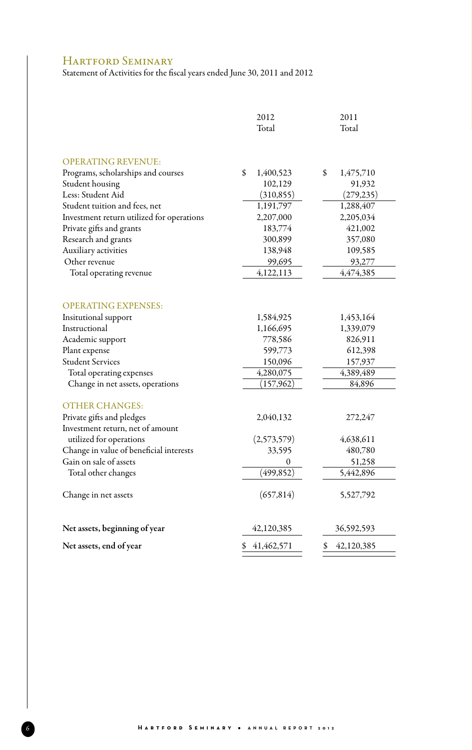## Hartford Seminary

Statement of Activities for the fiscal years ended June 30, 2011 and 2012

| | 2012 Total | 2011 Total |
|---|---|---|
| **OPERATING REVENUE:** | | |
| Programs, scholarships and courses | $ 1,400,523 | $ 1,475,710 |
| Student housing | 102,129 | 91,932 |
| Less: Student Aid | (310,855) | (279,235) |
| Student tuition and fees, net | 1,191,797 | 1,288,407 |
| Investment return utilized for operations | 2,207,000 | 2,205,034 |
| Private gifts and grants | 183,774 | 421,002 |
| Research and grants | 300,899 | 357,080 |
| Auxiliary activities | 138,948 | 109,585 |
| Other revenue | 99,695 | 93,277 |
| Total operating revenue | 4,122,113 | 4,474,385 |
| **OPERATING EXPENSES:** | | |
| Insitutional support | 1,584,925 | 1,453,164 |
| Instructional | 1,166,695 | 1,339,079 |
| Academic support | 778,586 | 826,911 |
| Plant expense | 599,773 | 612,398 |
| Student Services | 150,096 | 157,937 |
| Total operating expenses | 4,280,075 | 4,389,489 |
| Change in net assets, operations | (157,962) | 84,896 |
| **OTHER CHANGES:** | | |
| Private gifts and pledges | 2,040,132 | 272,247 |
| Investment return, net of amount utilized for operations | (2,573,579) | 4,638,611 |
| Change in value of beneficial interests | 33,595 | 480,780 |
| Gain on sale of assets | 0 | 51,258 |
| Total other changes | (499,852) | 5,442,896 |
| Change in net assets | (657,814) | 5,527,792 |
| **Net assets, beginning of year** | 42,120,385 | 36,592,593 |
| **Net assets, end of year** | $ 41,462,571 | $ 42,120,385 |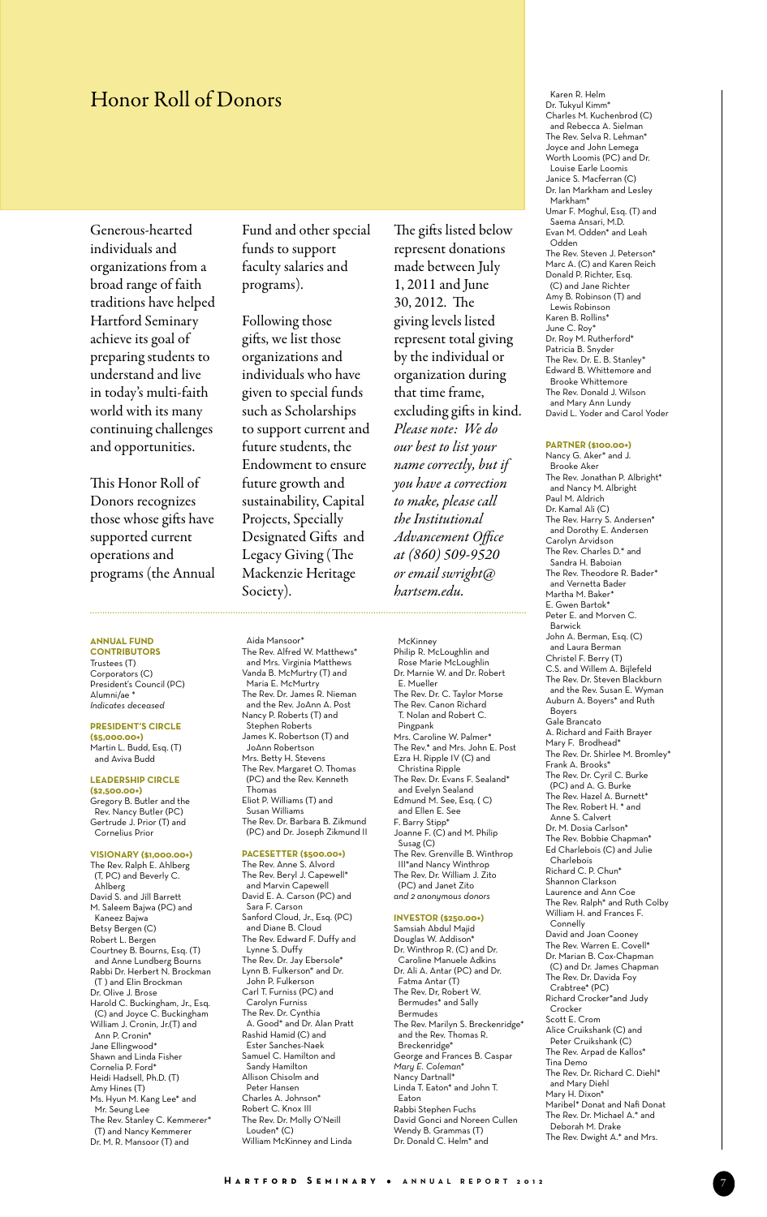# Honor Roll of Donors

Generous-hearted individuals and organizations from a broad range of faith traditions have helped Hartford Seminary achieve its goal of preparing students to understand and live in today's multi-faith world with its many continuing challenges and opportunities.

This Honor Roll of Donors recognizes those whose gifts have supported current operations and programs (the Annual Fund and other special funds to support faculty salaries and programs).

Following those gifts, we list those organizations and individuals who have given to special funds such as Scholarships to support current and future students, the Endowment to ensure future growth and sustainability, Capital Projects, Specially Designated Gifts and Legacy Giving (The Mackenzie Heritage Society).

The gifts listed below represent donations made between July 1, 2011 and June 30, 2012. The giving levels listed represent total giving by the individual or organization during that time frame, excluding gifts in kind. *Please note: We do our best to list your name correctly, but if you have a correction to make, please call the Institutional Advancement Office at (860) 509-9520 or email swright@hartsem.edu.*

**ANNUAL FUND CONTRIBUTORS**

Trustees (T)
Corporators (C)
President's Council (PC)
Alumni/ae *
*Indicates deceased*

**PRESIDENT'S CIRCLE ($5,000.00+)**

Martin L. Budd, Esq. (T) and Aviva Budd

**LEADERSHIP CIRCLE ($2,500.00+)**

Gregory B. Butler and the Rev. Nancy Butler (PC)
Gertrude J. Prior (T) and Cornelius Prior

**VISIONARY ($1,000.00+)**

The Rev. Ralph E. Ahlberg (T, PC) and Beverly C. Ahlberg
David S. and Jill Barrett
M. Saleem Bajwa (PC) and Kaneez Bajwa
Betsy Bergen (C)
Robert L. Bergen
Courtney B. Bourns, Esq. (T) and Anne Lundberg Bourns
Rabbi Dr. Herbert N. Brockman (T) and Elin Brockman
Dr. Olive J. Brose
Harold C. Buckingham, Jr., Esq. (C) and Joyce C. Buckingham
William J. Cronin, Jr.(T) and Ann P. Cronin*
Jane Ellingwood*
Shawn and Linda Fisher
Cornelia P. Ford*
Heidi Hadsell, Ph.D. (T)
Amy Hines (T)
Ms. Hyun M. Kang Lee* and Mr. Seung Lee
The Rev. Stanley C. Kemmerer* (T) and Nancy Kemmerer
Dr. M. R. Mansoor (T) and Aida Mansoor*
The Rev. Alfred W. Matthews* and Mrs. Virginia Matthews
Vanda B. McMurtry (T) and Maria E. McMurtry
The Rev. Dr. James R. Nieman and the Rev. JoAnn A. Post
Nancy P. Roberts (T) and Stephen Roberts
James K. Robertson (T) and JoAnn Robertson
Mrs. Betty H. Stevens
The Rev. Margaret O. Thomas (PC) and the Rev. Kenneth Thomas
Eliot P. Williams (T) and Susan Williams
The Rev. Dr. Barbara B. Zikmund (PC) and Dr. Joseph Zikmund II

**PACESETTER ($500.00+)**

The Rev. Anne S. Alvord
The Rev. Beryl J. Capewell* and Marvin Capewell
David E. A. Carson (PC) and Sara F. Carson
Sanford Cloud, Jr., Esq. (PC) and Diane B. Cloud
The Rev. Edward F. Duffy and Lynne S. Duffy
The Rev. Dr. Jay Ebersole*
Lynn B. Fulkerson* and Dr. John P. Fulkerson
Carl T. Furniss (PC) and Carolyn Furniss
The Rev. Dr. Cynthia A. Good* and Dr. Alan Pratt
Rashid Hamid (C) and Ester Sanches-Naek
Samuel C. Hamilton and Sandy Hamilton
Allison Chisolm and Peter Hansen
Charles A. Johnson*
Robert C. Knox III
The Rev. Dr. Molly O'Neill Louden* (C)
William McKinney and Linda McKinney
Philip R. McLoughlin and Rose Marie McLoughlin
Dr. Marnie W. and Dr. Robert E. Mueller
The Rev. Dr. C. Taylor Morse
The Rev. Canon Richard T. Nolan and Robert C. Pingpank
Mrs. Caroline W. Palmer*
The Rev.* and Mrs. John E. Post
Ezra H. Ripple IV (C) and Christina Ripple
The Rev. Dr. Evans F. Sealand* and Evelyn Sealand
Edmund M. See, Esq. ( C) and Ellen E. See
F. Barry Stipp*
Joanne F. (C) and M. Philip Susag (C)
The Rev. Grenville B. Winthrop III*and Nancy Winthrop
The Rev. Dr. William J. Zito (PC) and Janet Zito
*and 2 anonymous donors*

**INVESTOR ($250.00+)**

Samsiah Abdul Majid
Douglas W. Addison*
Dr. Winthrop R. (C) and Dr. Caroline Manuele Adkins
Dr. Ali A. Antar (PC) and Dr. Fatma Antar (T)
The Rev. Dr, Robert W. Bermudes* and Sally Bermudes
The Rev. Marilyn S. Breckenridge* and the Rev. Thomas R. Breckenridge*
George and Frances B. Caspar
*Mary E. Coleman**
Nancy Dartnall*
Linda T. Eaton* and John T. Eaton
Rabbi Stephen Fuchs
David Gonci and Noreen Cullen
Wendy B. Grammas (T)
Dr. Donald C. Helm* and Karen R. Helm
Dr. Tukyul Kimm*
Charles M. Kuchenbrod (C) and Rebecca A. Sielman
The Rev. Selva R. Lehman*
Joyce and John Lemega
Worth Loomis (PC) and Dr. Louise Earle Loomis
Janice S. Macferran (C)
Dr. Ian Markham and Lesley Markham*
Umar F. Moghul, Esq. (T) and Saema Ansari, M.D.
Evan M. Odden* and Leah Odden
The Rev. Steven J. Peterson*
Marc A. (C) and Karen Reich
Donald P. Richter, Esq. (C) and Jane Richter
Amy B. Robinson (T) and Lewis Robinson
Karen B. Rollins*
June C. Roy*
Dr. Roy M. Rutherford*
Patricia B. Snyder
The Rev. Dr. E. B. Stanley*
Edward B. Whittemore and Brooke Whittemore
The Rev. Donald J. Wilson and Mary Ann Lundy
David L. Yoder and Carol Yoder

**PARTNER ($100.00+)**

Nancy G. Aker* and J. Brooke Aker
The Rev. Jonathan P. Albright* and Nancy M. Albright
Paul M. Aldrich
Dr. Kamal Ali (C)
The Rev. Harry S. Andersen* and Dorothy E. Andersen
Carolyn Arvidson
The Rev. Charles D.* and Sandra H. Baboian
The Rev. Theodore R. Bader* and Vernetta Bader
Martha M. Baker*
E. Gwen Bartok*
Peter E. and Morven C. Barwick
John A. Berman, Esq. (C) and Laura Berman
Christel F. Berry (T)
C.S. and Willem A. Bijlefeld
The Rev. Dr. Steven Blackburn and the Rev. Susan E. Wyman
Auburn A. Boyers* and Ruth Boyers
Gale Brancato
A. Richard and Faith Brayer
Mary F. Brodhead*
The Rev. Dr. Shirlee M. Bromley*
Frank A. Brooks*
The Rev. Dr. Cyril C. Burke (PC) and A. G. Burke
The Rev. Hazel A. Burnett*
The Rev. Robert H. * and Anne S. Calvert
Dr. M. Dosia Carlson*
The Rev. Bobbie Chapman*
Ed Charlebois (C) and Julie Charlebois
Richard C. P. Chun*
Shannon Clarkson
Laurence and Ann Coe
The Rev. Ralph* and Ruth Colby
William H. and Frances F. Connelly
David and Joan Cooney
The Rev. Warren E. Covell*
Dr. Marian B. Cox-Chapman (C) and Dr. James Chapman
The Rev. Dr. Davida Foy Crabtree* (PC)
Richard Crocker*and Judy Crocker
Scott E. Crom
Alice Cruikshank (C) and Peter Cruikshank (C)
The Rev. Arpad de Kallos*
Tina Demo
The Rev. Dr. Richard C. Diehl* and Mary Diehl
Mary H. Dixon*
Maribel* Donat and Nafi Donat
The Rev. Dr. Michael A.* and Deborah M. Drake
The Rev. Dwight A.* and Mrs.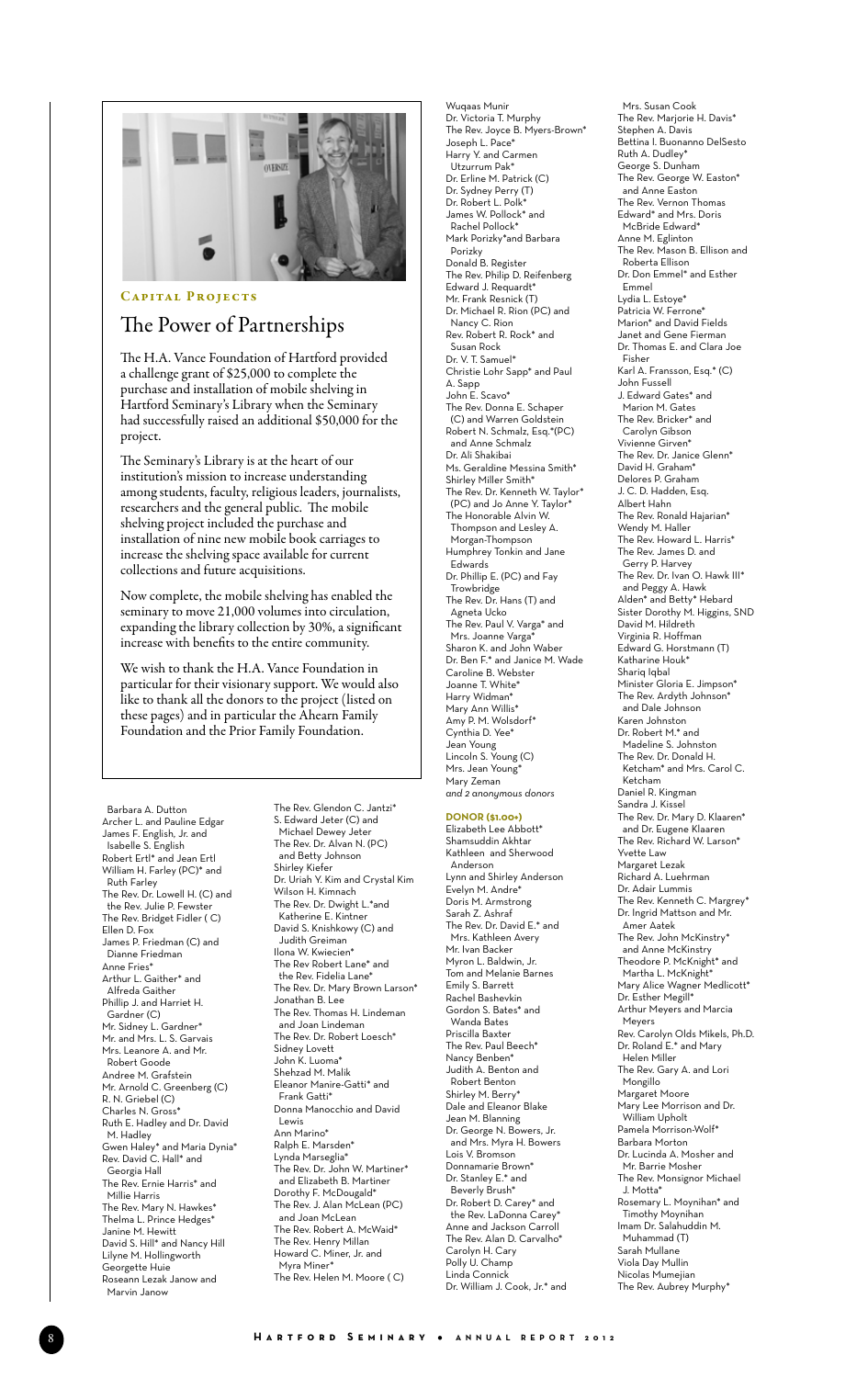**Capital Projects**

## The Power of Partnerships

The H.A. Vance Foundation of Hartford provided a challenge grant of $25,000 to complete the purchase and installation of mobile shelving in Hartford Seminary's Library when the Seminary had successfully raised an additional $50,000 for the project.

The Seminary's Library is at the heart of our institution's mission to increase understanding among students, faculty, religious leaders, journalists, researchers and the general public. The mobile shelving project included the purchase and installation of nine new mobile book carriages to increase the shelving space available for current collections and future acquisitions.

Now complete, the mobile shelving has enabled the seminary to move 21,000 volumes into circulation, expanding the library collection by 30%, a significant increase with benefits to the entire community.

We wish to thank the H.A. Vance Foundation in particular for their visionary support. We would also like to thank all the donors to the project (listed on these pages) and in particular the Ahearn Family Foundation and the Prior Family Foundation.

Barbara A. Dutton
Archer L. and Pauline Edgar
James F. English, Jr. and Isabelle S. English
Robert Ertl* and Jean Ertl
William H. Farley (PC)* and Ruth Farley
The Rev. Dr. Lowell H. (C) and the Rev. Julie P. Fewster
The Rev. Bridget Fidler ( C)
Ellen D. Fox
James P. Friedman (C) and Dianne Friedman
Anne Fries*
Arthur L. Gaither* and Alfreda Gaither
Phillip J. and Harriet H. Gardner (C)
Mr. Sidney L. Gardner*
Mr. and Mrs. L. S. Garvais
Mrs. Leanore A. and Mr. Robert Goode
Andree M. Grafstein
Mr. Arnold C. Greenberg (C)
R. N. Griebel (C)
Charles N. Gross*
Ruth E. Hadley and Dr. David M. Hadley
Gwen Haley* and Maria Dynia*
Rev. David C. Hall* and Georgia Hall
The Rev. Ernie Harris* and Millie Harris
The Rev. Mary N. Hawkes*
Thelma L. Prince Hedges*
Janine M. Hewitt
David S. Hill* and Nancy Hill
Lilyne M. Hollingworth
Georgette Huie
Roseann Lezak Janow and Marvin Janow

The Rev. Glendon C. Jantzi*
S. Edward Jeter (C) and Michael Dewey Jeter
The Rev. Dr. Alvan N. (PC) and Betty Johnson
Shirley Kiefer
Dr. Uriah Y. Kim and Crystal Kim
Wilson H. Kimnach
The Rev. Dr. Dwight L.*and Katherine E. Kintner
David S. Knishkowy (C) and Judith Greiman
Ilona W. Kwiecien*
The Rev Robert Lane* and the Rev. Fidelia Lane*
The Rev. Dr. Mary Brown Larson*
Jonathan B. Lee
The Rev. Thomas H. Lindeman and Joan Lindeman
The Rev. Dr. Robert Loesch*
Sidney Lovett
John K. Luoma*
Shehzad M. Malik
Eleanor Manire-Gatti* and Frank Gatti*
Donna Manocchio and David Lewis
Ann Marino*
Ralph E. Marsden*
Lynda Marseglia*
The Rev. Dr. John W. Martiner* and Elizabeth B. Martiner
Dorothy F. McDougald*
The Rev. J. Alan McLean (PC) and Joan McLean
The Rev. Robert A. McWaid*
The Rev. Henry Millan
Howard C. Miner, Jr. and Myra Miner*
The Rev. Helen M. Moore ( C)

Wuqaas Munir
Dr. Victoria T. Murphy
The Rev. Joyce B. Myers-Brown*
Joseph L. Pace*
Harry Y. and Carmen Utzurrum Pak*
Dr. Erline M. Patrick (C)
Dr. Sydney Perry (T)
Dr. Robert L. Polk*
James W. Pollock* and Rachel Pollock*
Mark Porizky*and Barbara Porizky
Donald B. Register
The Rev. Philip D. Reifenberg
Edward J. Requardt*
Mr. Frank Resnick (T)
Dr. Michael R. Rion (PC) and Nancy C. Rion
Rev. Robert R. Rock* and Susan Rock
Dr. V. T. Samuel*
Christie Lohr Sapp* and Paul A. Sapp
John E. Scavo*
The Rev. Donna E. Schaper (C) and Warren Goldstein
Robert N. Schmalz, Esq.*(PC) and Anne Schmalz
Dr. Ali Shakibai
Ms. Geraldine Messina Smith*
Shirley Miller Smith*
The Rev. Dr. Kenneth W. Taylor* (PC) and Jo Anne Y. Taylor*
The Honorable Alvin W. Thompson and Lesley A. Morgan-Thompson
Humphrey Tonkin and Jane Edwards
Dr. Phillip E. (PC) and Fay Trowbridge
The Rev. Dr. Hans (T) and Agneta Ucko
The Rev. Paul V. Varga* and Mrs. Joanne Varga*
Sharon K. and John Waber
Dr. Ben F.* and Janice M. Wade
Caroline B. Webster
Joanne T. White*
Harry Widman*
Mary Ann Willis*
Amy P. M. Wolsdorf*
Cynthia D. Yee*
Jean Young
Lincoln S. Young (C)
Mrs. Jean Young*
Mary Zeman
*and 2 anonymous donors*

### DONOR ($1.00+)

Elizabeth Lee Abbott*
Shamsuddin Akhtar
Kathleen and Sherwood Anderson
Lynn and Shirley Anderson
Evelyn M. Andre*
Doris M. Armstrong
Sarah Z. Ashraf
The Rev. Dr. David E.* and Mrs. Kathleen Avery
Mr. Ivan Backer
Myron L. Baldwin, Jr.
Tom and Melanie Barnes
Emily S. Barrett
Rachel Bashevkin
Gordon S. Bates* and Wanda Bates
Priscilla Baxter
The Rev. Paul Beech*
Nancy Benben*
Judith A. Benton and Robert Benton
Shirley M. Berry*
Dale and Eleanor Blake
Jean M. Blanning
Dr. George N. Bowers, Jr. and Mrs. Myra H. Bowers
Lois V. Bromson
Donnamarie Brown*
Dr. Stanley E.* and Beverly Brush*
Dr. Robert D. Carey* and the Rev. LaDonna Carey*
Anne and Jackson Carroll
The Rev. Alan D. Carvalho*
Carolyn H. Cary
Polly U. Champ
Linda Connick
Dr. William J. Cook, Jr.* and Mrs. Susan Cook
The Rev. Marjorie H. Davis*
Stephen A. Davis
Bettina I. Buonanno DelSesto
Ruth A. Dudley*
George S. Dunham
The Rev. George W. Easton* and Anne Easton
The Rev. Vernon Thomas Edward* and Mrs. Doris McBride Edward*
Anne M. Eglinton
The Rev. Mason B. Ellison and Roberta Ellison
Dr. Don Emmel* and Esther Emmel
Lydia L. Estoye*
Patricia W. Ferrone*
Marion* and David Fields
Janet and Gene Fierman
Dr. Thomas E. and Clara Joe Fisher
Karl A. Fransson, Esq.* (C)
John Fussell
J. Edward Gates* and Marion M. Gates
The Rev. Bricker* and Carolyn Gibson
Vivienne Girven*
The Rev. Dr. Janice Glenn*
David H. Graham*
Delores P. Graham
J. C. D. Hadden, Esq.
Albert Hahn
The Rev. Ronald Hajarian*
Wendy M. Haller
The Rev. Howard L. Harris*
The Rev. James D. and Gerry P. Harvey
The Rev. Dr. Ivan O. Hawk III* and Peggy A. Hawk
Alden* and Betty* Hebard
Sister Dorothy M. Higgins, SND
David M. Hildreth
Virginia R. Hoffman
Edward G. Horstmann (T)
Katharine Houk*
Shariq Iqbal
Minister Gloria E. Jimpson*
The Rev. Ardyth Johnson* and Dale Johnson
Karen Johnston
Dr. Robert M.* and Madeline S. Johnston
The Rev. Dr. Donald H. Ketcham* and Mrs. Carol C. Ketcham
Daniel R. Kingman
Sandra J. Kissel
The Rev. Dr. Mary D. Klaaren* and Dr. Eugene Klaaren
The Rev. Richard W. Larson*
Yvette Law
Margaret Lezak
Richard A. Luehrman
Dr. Adair Lummis
The Rev. Kenneth C. Margrey*
Dr. Ingrid Mattson and Mr. Amer Aatek
The Rev. John McKinstry* and Anne McKinstry
Theodore P. McKnight* and Martha L. McKnight*
Mary Alice Wagner Medlicott*
Dr. Esther Megill*
Arthur Meyers and Marcia Meyers
Rev. Carolyn Olds Mikels, Ph.D.
Dr. Roland E.* and Mary Helen Miller
The Rev. Gary A. and Lori Mongillo
Margaret Moore
Mary Lee Morrison and Dr. William Upholt
Pamela Morrison-Wolf*
Barbara Morton
Dr. Lucinda A. Mosher and Mr. Barrie Mosher
The Rev. Monsignor Michael J. Motta*
Rosemary L. Moynihan* and Timothy Moynihan
Imam Dr. Salahuddin M. Muhammad (T)
Sarah Mullane
Viola Day Mullin
Nicolas Mumejian
The Rev. Aubrey Murphy*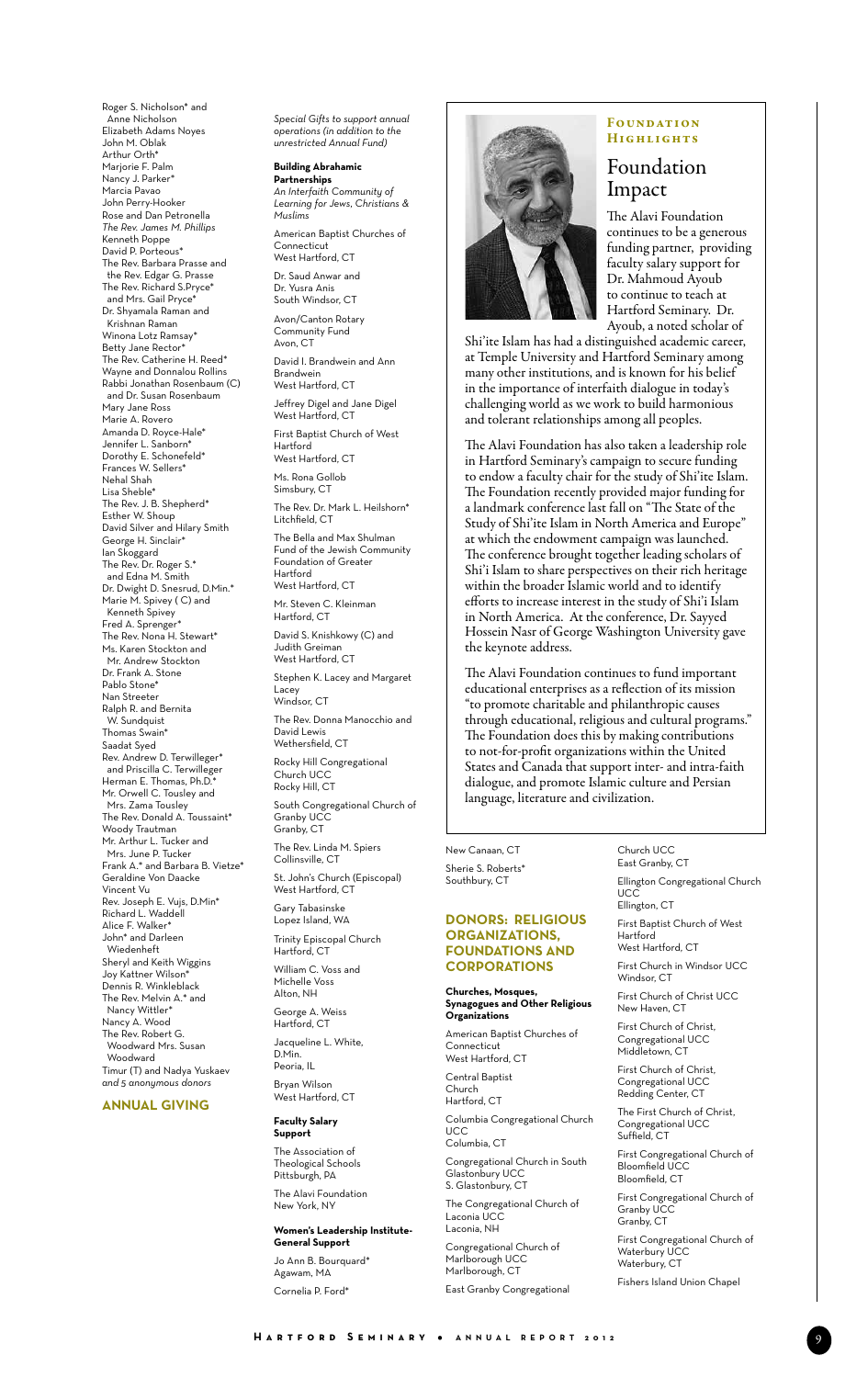Roger S. Nicholson* and Anne Nicholson
Elizabeth Adams Noyes
John M. Oblak
Arthur Orth*
Marjorie F. Palm
Nancy J. Parker*
Marcia Pavao
John Perry-Hooker
Rose and Dan Petronella
*The Rev. James M. Phillips*
Kenneth Poppe
David P. Porteous*
The Rev. Barbara Prasse and the Rev. Edgar G. Prasse
The Rev. Richard S.Pryce* and Mrs. Gail Pryce*
Dr. Shyamala Raman and Krishnan Raman
Winona Lotz Ramsay*
Betty Jane Rector*
The Rev. Catherine H. Reed*
Wayne and Donnalou Rollins
Rabbi Jonathan Rosenbaum (C) and Dr. Susan Rosenbaum
Mary Jane Ross
Marie A. Rovero
Amanda D. Royce-Hale*
Jennifer L. Sanborn*
Dorothy E. Schonefeld*
Frances W. Sellers*
Nehal Shah
Lisa Sheble*
The Rev. J. B. Shepherd*
Esther W. Shoup
David Silver and Hilary Smith
George H. Sinclair*
Ian Skoggard
The Rev. Dr. Roger S.* and Edna M. Smith
Dr. Dwight D. Snesrud, D.Min.*
Marie M. Spivey ( C) and Kenneth Spivey
Fred A. Sprenger*
The Rev. Nona H. Stewart*
Ms. Karen Stockton and Mr. Andrew Stockton
Dr. Frank A. Stone
Pablo Stone*
Nan Streeter
Ralph R. and Bernita W. Sundquist
Thomas Swain*
Saadat Syed
Rev. Andrew D. Terwilleger* and Priscilla C. Terwilleger
Herman E. Thomas, Ph.D.*
Mr. Orwell C. Tousley and Mrs. Zama Tousley
The Rev. Donald A. Toussaint*
Woody Trautman
Mr. Arthur L. Tucker and Mrs. June P. Tucker
Frank A.* and Barbara B. Vietze*
Geraldine Von Daacke
Vincent Vu
Rev. Joseph E. Vujs, D.Min*
Richard L. Waddell
Alice F. Walker*
John* and Darleen Wiedenheft
Sheryl and Keith Wiggins
Joy Kattner Wilson*
Dennis R. Winkleblack
The Rev. Melvin A.* and Nancy Wittler*
Nancy A. Wood
The Rev. Robert G. Woodward Mrs. Susan Woodward
Timur (T) and Nadya Yuskaev
*and 5 anonymous donors*

## ANNUAL GIVING

*Special Gifts to support annual operations (in addition to the unrestricted Annual Fund)*

**Building Abrahamic Partnerships**
*An Interfaith Community of Learning for Jews, Christians & Muslims*

American Baptist Churches of Connecticut
West Hartford, CT

Dr. Saud Anwar and Dr. Yusra Anis
South Windsor, CT

Avon/Canton Rotary Community Fund
Avon, CT

David I. Brandwein and Ann Brandwein
West Hartford, CT

Jeffrey Digel and Jane Digel
West Hartford, CT

First Baptist Church of West Hartford
West Hartford, CT

Ms. Rona Gollob
Simsbury, CT

The Rev. Dr. Mark L. Heilshorn*
Litchfield, CT

The Bella and Max Shulman Fund of the Jewish Community Foundation of Greater Hartford
West Hartford, CT

Mr. Steven C. Kleinman
Hartford, CT

David S. Knishkowy (C) and Judith Greiman
West Hartford, CT

Stephen K. Lacey and Margaret Lacey
Windsor, CT

The Rev. Donna Manocchio and David Lewis
Wethersfield, CT

Rocky Hill Congregational Church UCC
Rocky Hill, CT

South Congregational Church of Granby UCC
Granby, CT

The Rev. Linda M. Spiers
Collinsville, CT

St. John's Church (Episcopal)
West Hartford, CT

Gary Tabasinske
Lopez Island, WA

Trinity Episcopal Church
Hartford, CT

William C. Voss and Michelle Voss
Alton, NH

George A. Weiss
Hartford, CT

Jacqueline L. White, D.Min.
Peoria, IL

Bryan Wilson
West Hartford, CT

**Faculty Salary Support**

The Association of Theological Schools
Pittsburgh, PA

The Alavi Foundation
New York, NY

**Women's Leadership Institute-General Support**

Jo Ann B. Bourquard*
Agawam, MA

Cornelia P. Ford*
New Canaan, CT

Sherie S. Roberts*
Southbury, CT

## Foundation Highlights

# Foundation Impact

The Alavi Foundation continues to be a generous funding partner, providing faculty salary support for Dr. Mahmoud Ayoub to continue to teach at Hartford Seminary. Dr. Ayoub, a noted scholar of Shi'ite Islam has had a distinguished academic career, at Temple University and Hartford Seminary among many other institutions, and is known for his belief in the importance of interfaith dialogue in today's challenging world as we work to build harmonious and tolerant relationships among all peoples.

The Alavi Foundation has also taken a leadership role in Hartford Seminary's campaign to secure funding to endow a faculty chair for the study of Shi'ite Islam. The Foundation recently provided major funding for a landmark conference last fall on "The State of the Study of Shi'ite Islam in North America and Europe" at which the endowment campaign was launched. The conference brought together leading scholars of Shi'i Islam to share perspectives on their rich heritage within the broader Islamic world and to identify efforts to increase interest in the study of Shi'i Islam in North America. At the conference, Dr. Sayyed Hossein Nasr of George Washington University gave the keynote address.

The Alavi Foundation continues to fund important educational enterprises as a reflection of its mission "to promote charitable and philanthropic causes through educational, religious and cultural programs." The Foundation does this by making contributions to not-for-profit organizations within the United States and Canada that support inter- and intra-faith dialogue, and promote Islamic culture and Persian language, literature and civilization.

## DONORS: RELIGIOUS ORGANIZATIONS, FOUNDATIONS AND CORPORATIONS

**Churches, Mosques, Synagogues and Other Religious Organizations**

American Baptist Churches of Connecticut
West Hartford, CT

Central Baptist Church
Hartford, CT

Columbia Congregational Church UCC
Columbia, CT

Congregational Church in South Glastonbury UCC
S. Glastonbury, CT

The Congregational Church of Laconia UCC
Laconia, NH

Congregational Church of Marlborough UCC
Marlborough, CT

East Granby Congregational Church UCC
East Granby, CT

Ellington Congregational Church UCC
Ellington, CT

First Baptist Church of West Hartford
West Hartford, CT

First Church in Windsor UCC
Windsor, CT

First Church of Christ UCC
New Haven, CT

First Church of Christ, Congregational UCC
Middletown, CT

First Church of Christ, Congregational UCC
Redding Center, CT

The First Church of Christ, Congregational UCC
Suffield, CT

First Congregational Church of Bloomfield UCC
Bloomfield, CT

First Congregational Church of Granby UCC
Granby, CT

First Congregational Church of Waterbury UCC
Waterbury, CT

Fishers Island Union Chapel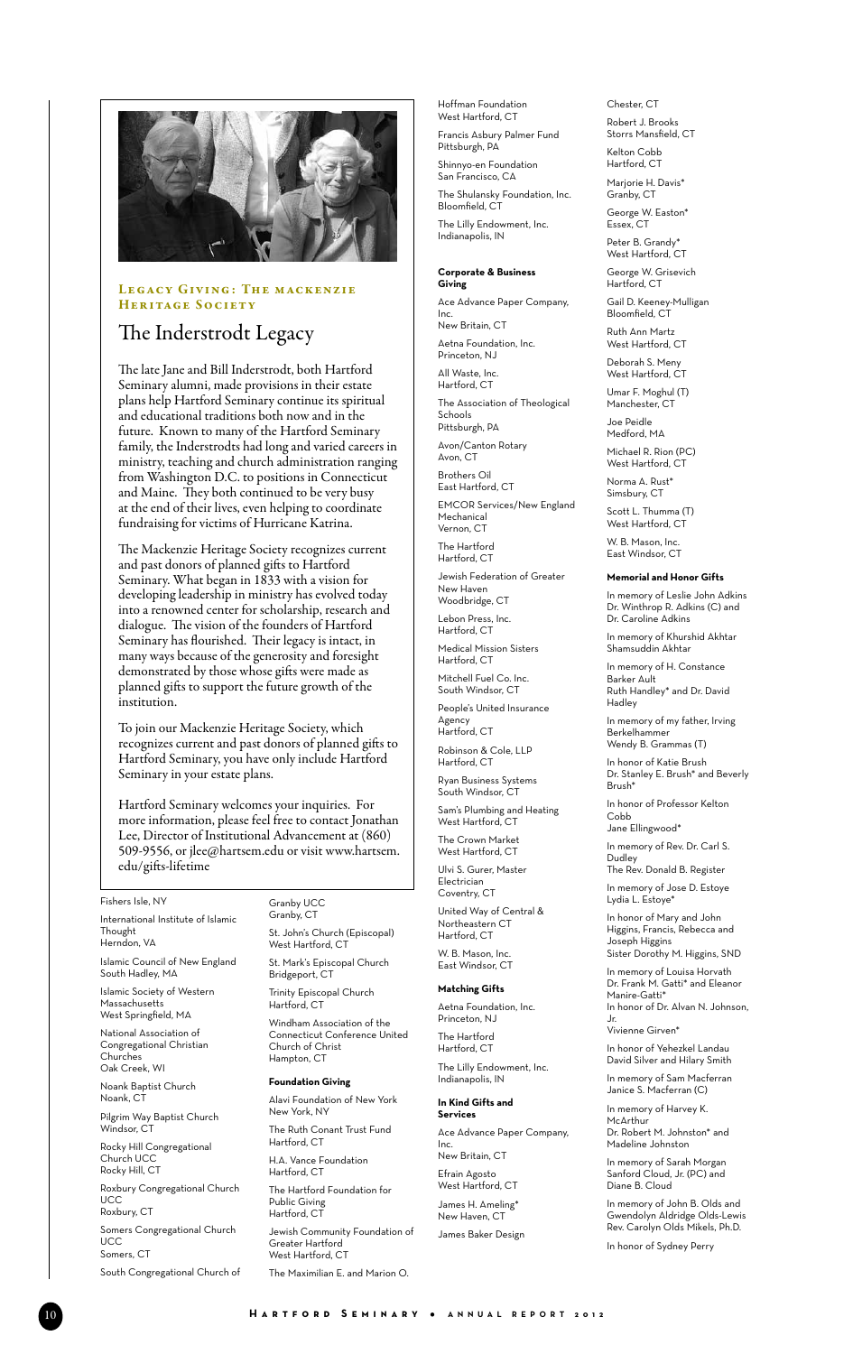### Legacy Giving: The Mackenzie Heritage Society

# The Inderstrodt Legacy

The late Jane and Bill Inderstrodt, both Hartford Seminary alumni, made provisions in their estate plans help Hartford Seminary continue its spiritual and educational traditions both now and in the future. Known to many of the Hartford Seminary family, the Inderstrodts had long and varied careers in ministry, teaching and church administration ranging from Washington D.C. to positions in Connecticut and Maine. They both continued to be very busy at the end of their lives, even helping to coordinate fundraising for victims of Hurricane Katrina.

The Mackenzie Heritage Society recognizes current and past donors of planned gifts to Hartford Seminary. What began in 1833 with a vision for developing leadership in ministry has evolved today into a renowned center for scholarship, research and dialogue. The vision of the founders of Hartford Seminary has flourished. Their legacy is intact, in many ways because of the generosity and foresight demonstrated by those whose gifts were made as planned gifts to support the future growth of the institution.

To join our Mackenzie Heritage Society, which recognizes current and past donors of planned gifts to Hartford Seminary, you have only include Hartford Seminary in your estate plans.

Hartford Seminary welcomes your inquiries. For more information, please feel free to contact Jonathan Lee, Director of Institutional Advancement at (860) 509-9556, or jlee@hartsem.edu or visit www.hartsem.edu/gifts-lifetime

Fishers Isle, NY

International Institute of Islamic Thought
Herndon, VA

Islamic Council of New England
South Hadley, MA

Islamic Society of Western Massachusetts
West Springfield, MA

National Association of Congregational Christian Churches
Oak Creek, WI

Noank Baptist Church
Noank, CT

Pilgrim Way Baptist Church
Windsor, CT

Rocky Hill Congregational Church UCC
Rocky Hill, CT

Roxbury Congregational Church UCC
Roxbury, CT

Somers Congregational Church UCC
Somers, CT

South Congregational Church of Granby UCC
Granby, CT

St. John's Church (Episcopal)
West Hartford, CT

St. Mark's Episcopal Church
Bridgeport, CT

Trinity Episcopal Church
Hartford, CT

Windham Association of the Connecticut Conference United Church of Christ
Hampton, CT

**Foundation Giving**

Alavi Foundation of New York
New York, NY

The Ruth Conant Trust Fund
Hartford, CT

H.A. Vance Foundation
Hartford, CT

The Hartford Foundation for Public Giving
Hartford, CT

Jewish Community Foundation of Greater Hartford
West Hartford, CT

The Maximilian E. and Marion O. Hoffman Foundation
West Hartford, CT

Francis Asbury Palmer Fund
Pittsburgh, PA

Shinnyo-en Foundation
San Francisco, CA

The Shulansky Foundation, Inc.
Bloomfield, CT

The Lilly Endowment, Inc.
Indianapolis, IN

**Corporate & Business Giving**

Ace Advance Paper Company, Inc.
New Britain, CT

Aetna Foundation, Inc.
Princeton, NJ

All Waste, Inc.
Hartford, CT

The Association of Theological Schools
Pittsburgh, PA

Avon/Canton Rotary
Avon, CT

Brothers Oil
East Hartford, CT

EMCOR Services/New England Mechanical
Vernon, CT

The Hartford
Hartford, CT

Jewish Federation of Greater New Haven
Woodbridge, CT

Lebon Press, Inc.
Hartford, CT

Medical Mission Sisters
Hartford, CT

Mitchell Fuel Co. Inc.
South Windsor, CT

People's United Insurance Agency
Hartford, CT

Robinson & Cole, LLP
Hartford, CT

Ryan Business Systems
South Windsor, CT

Sam's Plumbing and Heating
West Hartford, CT

The Crown Market
West Hartford, CT

Ulvi S. Gurer, Master Electrician
Coventry, CT

United Way of Central & Northeastern CT
Hartford, CT

W. B. Mason, Inc.
East Windsor, CT

**Matching Gifts**

Aetna Foundation, Inc.
Princeton, NJ

The Hartford
Hartford, CT

The Lilly Endowment, Inc.
Indianapolis, IN

**In Kind Gifts and Services**

Ace Advance Paper Company, Inc.
New Britain, CT

Efrain Agosto
West Hartford, CT

James H. Ameling*
New Haven, CT

James Baker Design
Chester, CT

Robert J. Brooks
Storrs Mansfield, CT

Kelton Cobb
Hartford, CT

Marjorie H. Davis*
Granby, CT

George W. Easton*
Essex, CT

Peter B. Grandy*
West Hartford, CT

George W. Grisevich
Hartford, CT

Gail D. Keeney-Mulligan
Bloomfield, CT

Ruth Ann Martz
West Hartford, CT

Deborah S. Meny
West Hartford, CT

Umar F. Moghul (T)
Manchester, CT

Joe Peidle
Medford, MA

Michael R. Rion (PC)
West Hartford, CT

Norma A. Rust*
Simsbury, CT

Scott L. Thumma (T)
West Hartford, CT

W. B. Mason, Inc.
East Windsor, CT

**Memorial and Honor Gifts**

In memory of Leslie John Adkins
Dr. Winthrop R. Adkins (C) and Dr. Caroline Adkins

In memory of Khurshid Akhtar
Shamsuddin Akhtar

In memory of H. Constance Barker Ault
Ruth Handley* and Dr. David Hadley

In memory of my father, Irving Berkelhammer
Wendy B. Grammas (T)

In honor of Katie Brush
Dr. Stanley E. Brush* and Beverly Brush*

In honor of Professor Kelton Cobb
Jane Ellingwood*

In memory of Rev. Dr. Carl S. Dudley
The Rev. Donald B. Register

In memory of Jose D. Estoye
Lydia L. Estoye*

In honor of Mary and John Higgins, Francis, Rebecca and Joseph Higgins
Sister Dorothy M. Higgins, SND

In memory of Louisa Horvath
Dr. Frank M. Gatti* and Eleanor Manire-Gatti*
In honor of Dr. Alvan N. Johnson, Jr.
Vivienne Girven*

In honor of Yehezkel Landau
David Silver and Hilary Smith

In memory of Sam Macferran
Janice S. Macferran (C)

In memory of Harvey K. McArthur
Dr. Robert M. Johnston* and Madeline Johnston

In memory of Sarah Morgan
Sanford Cloud, Jr. (PC) and Diane B. Cloud

In memory of John B. Olds and Gwendolyn Aldridge Olds-Lewis
Rev. Carolyn Olds Mikels, Ph.D.

In honor of Sydney Perry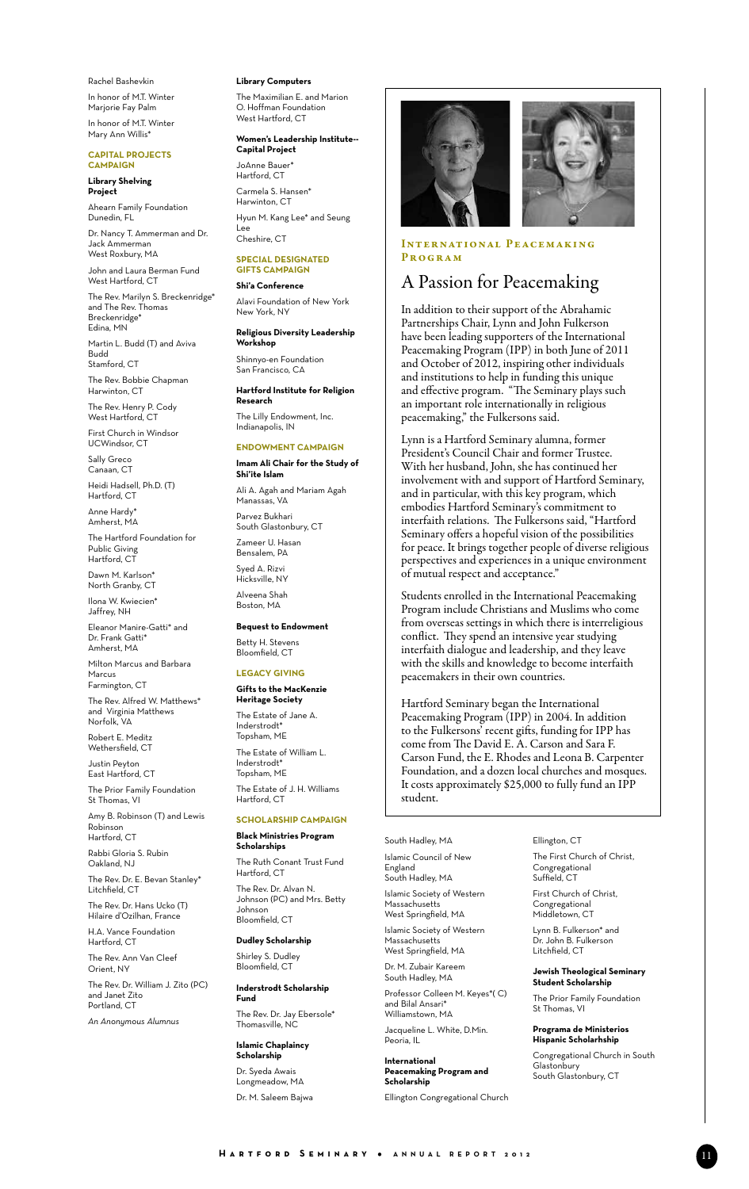Rachel Bashevkin

In honor of M.T. Winter
Marjorie Fay Palm

In honor of M.T. Winter
Mary Ann Willis*

### CAPITAL PROJECTS CAMPAIGN

**Library Shelving Project**

Ahearn Family Foundation
Dunedin, FL

Dr. Nancy T. Ammerman and Dr. Jack Ammerman
West Roxbury, MA

John and Laura Berman Fund
West Hartford, CT

The Rev. Marilyn S. Breckenridge* and The Rev. Thomas Breckenridge*
Edina, MN

Martin L. Budd (T) and Aviva Budd
Stamford, CT

The Rev. Bobbie Chapman
Harwinton, CT

The Rev. Henry P. Cody
West Hartford, CT

First Church in Windsor
UCWindsor, CT

Sally Greco
Canaan, CT

Heidi Hadsell, Ph.D. (T)
Hartford, CT

Anne Hardy*
Amherst, MA

The Hartford Foundation for Public Giving
Hartford, CT

Dawn M. Karlson*
North Granby, CT

Ilona W. Kwiecien*
Jaffrey, NH

Eleanor Manire-Gatti* and Dr. Frank Gatti*
Amherst, MA

Milton Marcus and Barbara Marcus
Farmington, CT

The Rev. Alfred W. Matthews* and Virginia Matthews
Norfolk, VA

Robert E. Meditz
Wethersfield, CT

Justin Peyton
East Hartford, CT

The Prior Family Foundation
St Thomas, VI

Amy B. Robinson (T) and Lewis Robinson
Hartford, CT

Rabbi Gloria S. Rubin
Oakland, NJ

The Rev. Dr. E. Bevan Stanley*
Litchfield, CT

The Rev. Dr. Hans Ucko (T)
Hilaire d'Ozilhan, France

H.A. Vance Foundation
Hartford, CT

The Rev. Ann Van Cleef
Orient, NY

The Rev. Dr. William J. Zito (PC) and Janet Zito
Portland, CT

*An Anonymous Alumnus*

**Library Computers**

The Maximilian E. and Marion O. Hoffman Foundation
West Hartford, CT

**Women's Leadership Institute--Capital Project**

JoAnne Bauer*
Hartford, CT

Carmela S. Hansen*
Harwinton, CT

Hyun M. Kang Lee* and Seung Lee
Cheshire, CT

### SPECIAL DESIGNATED GIFTS CAMPAIGN

**Shi'a Conference**

Alavi Foundation of New York
New York, NY

**Religious Diversity Leadership Workshop**

Shinnyo-en Foundation
San Francisco, CA

**Hartford Institute for Religion Research**

The Lilly Endowment, Inc.
Indianapolis, IN

### ENDOWMENT CAMPAIGN

**Imam Ali Chair for the Study of Shi'ite Islam**

Ali A. Agah and Mariam Agah
Manassas, VA

Parvez Bukhari
South Glastonbury, CT

Zameer U. Hasan
Bensalem, PA

Syed A. Rizvi
Hicksville, NY

Alveena Shah
Boston, MA

**Bequest to Endowment**

Betty H. Stevens
Bloomfield, CT

### LEGACY GIVING

**Gifts to the MacKenzie Heritage Society**

The Estate of Jane A. Inderstrodt*
Topsham, ME

The Estate of William L. Inderstrodt*
Topsham, ME

The Estate of J. H. Williams
Hartford, CT

### SCHOLARSHIP CAMPAIGN

**Black Ministries Program Scholarships**

The Ruth Conant Trust Fund
Hartford, CT

The Rev. Dr. Alvan N. Johnson (PC) and Mrs. Betty Johnson
Bloomfield, CT

**Dudley Scholarship**

Shirley S. Dudley
Bloomfield, CT

**Inderstrodt Scholarship Fund**

The Rev. Dr. Jay Ebersole*
Thomasville, NC

**Islamic Chaplaincy Scholarship**

Dr. Syeda Awais
Longmeadow, MA

Dr. M. Saleem Bajwa
South Hadley, MA

Islamic Council of New England
South Hadley, MA

Islamic Society of Western Massachusetts
West Springfield, MA

Islamic Society of Western Massachusetts
West Springfield, MA

Dr. M. Zubair Kareem
South Hadley, MA

Professor Colleen M. Keyes*( C) and Bilal Ansari*
Williamstown, MA

Jacqueline L. White, D.Min.
Peoria, IL

**International Peacemaking Program and Scholarship**

Ellington Congregational Church
Ellington, CT

The First Church of Christ, Congregational
Suffield, CT

First Church of Christ, Congregational
Middletown, CT

Lynn B. Fulkerson* and Dr. John B. Fulkerson
Litchfield, CT

**Jewish Theological Seminary Student Scholarship**

The Prior Family Foundation
St Thomas, VI

**Programa de Ministerios Hispanic Scholarhship**

Congregational Church in South Glastonbury
South Glastonbury, CT

---

### International Peacemaking Program

## A Passion for Peacemaking

In addition to their support of the Abrahamic Partnerships Chair, Lynn and John Fulkerson have been leading supporters of the International Peacemaking Program (IPP) in both June of 2011 and October of 2012, inspiring other individuals and institutions to help in funding this unique and effective program. "The Seminary plays such an important role internationally in religious peacemaking," the Fulkersons said.

Lynn is a Hartford Seminary alumna, former President's Council Chair and former Trustee. With her husband, John, she has continued her involvement with and support of Hartford Seminary, and in particular, with this key program, which embodies Hartford Seminary's commitment to interfaith relations. The Fulkersons said, "Hartford Seminary offers a hopeful vision of the possibilities for peace. It brings together people of diverse religious perspectives and experiences in a unique environment of mutual respect and acceptance."

Students enrolled in the International Peacemaking Program include Christians and Muslims who come from overseas settings in which there is interreligious conflict. They spend an intensive year studying interfaith dialogue and leadership, and they leave with the skills and knowledge to become interfaith peacemakers in their own countries.

Hartford Seminary began the International Peacemaking Program (IPP) in 2004. In addition to the Fulkersons' recent gifts, funding for IPP has come from The David E. A. Carson and Sara F. Carson Fund, the E. Rhodes and Leona B. Carpenter Foundation, and a dozen local churches and mosques. It costs approximately $25,000 to fully fund an IPP student.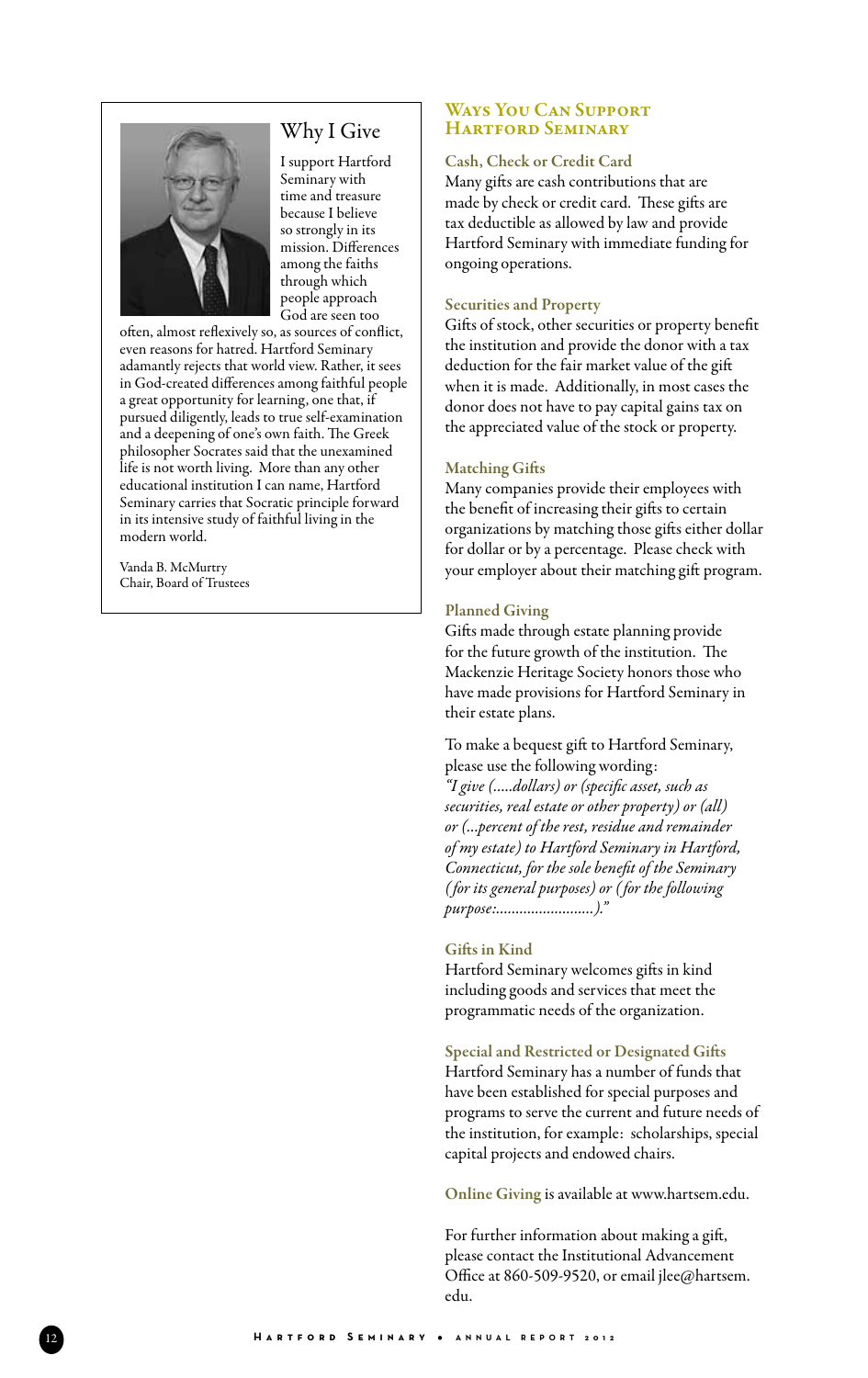## Why I Give

I support Hartford Seminary with time and treasure because I believe so strongly in its mission. Differences among the faiths through which people approach God are seen too often, almost reflexively so, as sources of conflict, even reasons for hatred. Hartford Seminary adamantly rejects that world view. Rather, it sees in God-created differences among faithful people a great opportunity for learning, one that, if pursued diligently, leads to true self-examination and a deepening of one's own faith. The Greek philosopher Socrates said that the unexamined life is not worth living. More than any other educational institution I can name, Hartford Seminary carries that Socratic principle forward in its intensive study of faithful living in the modern world.

Vanda B. McMurtry
Chair, Board of Trustees

## Ways You Can Support Hartford Seminary

### Cash, Check or Credit Card

Many gifts are cash contributions that are made by check or credit card. These gifts are tax deductible as allowed by law and provide Hartford Seminary with immediate funding for ongoing operations.

### Securities and Property

Gifts of stock, other securities or property benefit the institution and provide the donor with a tax deduction for the fair market value of the gift when it is made. Additionally, in most cases the donor does not have to pay capital gains tax on the appreciated value of the stock or property.

### Matching Gifts

Many companies provide their employees with the benefit of increasing their gifts to certain organizations by matching those gifts either dollar for dollar or by a percentage. Please check with your employer about their matching gift program.

### Planned Giving

Gifts made through estate planning provide for the future growth of the institution. The Mackenzie Heritage Society honors those who have made provisions for Hartford Seminary in their estate plans.

To make a bequest gift to Hartford Seminary, please use the following wording:
*"I give (.....dollars) or (specific asset, such as securities, real estate or other property) or (all) or (...percent of the rest, residue and remainder of my estate) to Hartford Seminary in Hartford, Connecticut, for the sole benefit of the Seminary (for its general purposes) or (for the following purpose:........................)."*

### Gifts in Kind

Hartford Seminary welcomes gifts in kind including goods and services that meet the programmatic needs of the organization.

### Special and Restricted or Designated Gifts

Hartford Seminary has a number of funds that have been established for special purposes and programs to serve the current and future needs of the institution, for example: scholarships, special capital projects and endowed chairs.

**Online Giving** is available at www.hartsem.edu.

For further information about making a gift, please contact the Institutional Advancement Office at 860-509-9520, or email jlee@hartsem.edu.